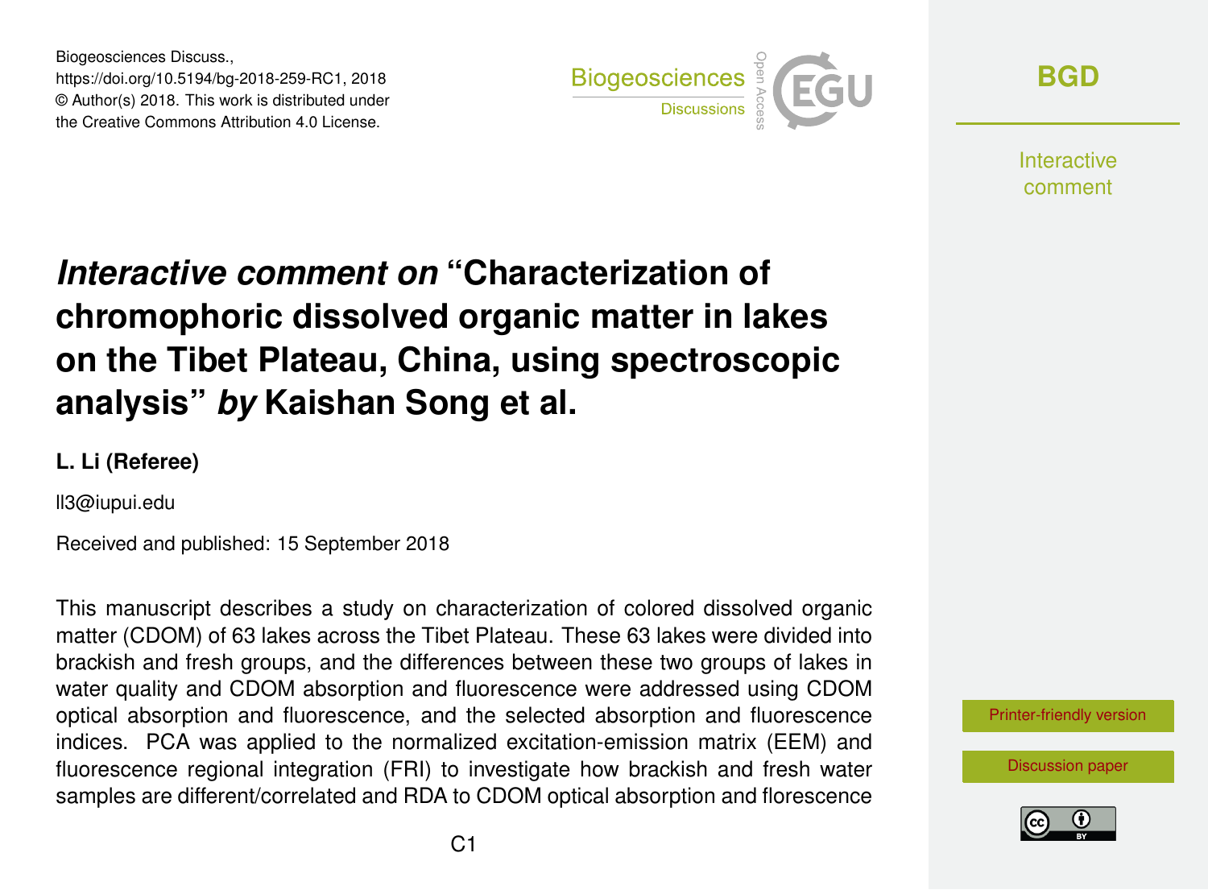Biogeosciences Discuss.,
https://doi.org/10.5194/bg-2018-259-RC1, 2018
© Author(s) 2018. This work is distributed under
the Creative Commons Attribution 4.0 License.

# *Interactive comment on* "Characterization of chromophoric dissolved organic matter in lakes on the Tibet Plateau, China, using spectroscopic analysis" *by* Kaishan Song et al.

**L. Li (Referee)**

ll3@iupui.edu

Received and published: 15 September 2018

This manuscript describes a study on characterization of colored dissolved organic matter (CDOM) of 63 lakes across the Tibet Plateau. These 63 lakes were divided into brackish and fresh groups, and the differences between these two groups of lakes in water quality and CDOM absorption and fluorescence were addressed using CDOM optical absorption and fluorescence, and the selected absorption and fluorescence indices. PCA was applied to the normalized excitation-emission matrix (EEM) and fluorescence regional integration (FRI) to investigate how brackish and fresh water samples are different/correlated and RDA to CDOM optical absorption and florescence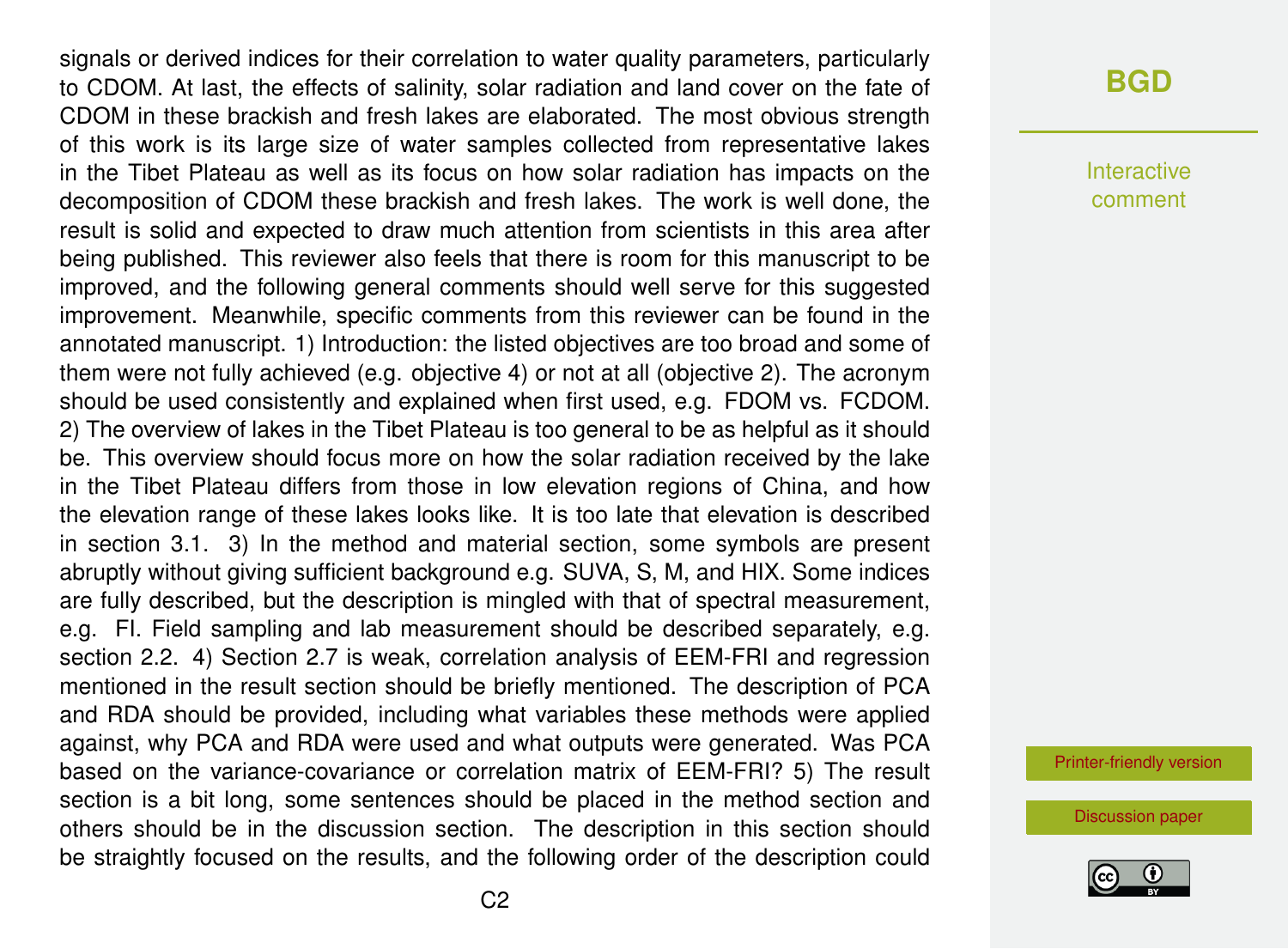signals or derived indices for their correlation to water quality parameters, particularly to CDOM. At last, the effects of salinity, solar radiation and land cover on the fate of CDOM in these brackish and fresh lakes are elaborated. The most obvious strength of this work is its large size of water samples collected from representative lakes in the Tibet Plateau as well as its focus on how solar radiation has impacts on the decomposition of CDOM these brackish and fresh lakes. The work is well done, the result is solid and expected to draw much attention from scientists in this area after being published. This reviewer also feels that there is room for this manuscript to be improved, and the following general comments should well serve for this suggested improvement. Meanwhile, specific comments from this reviewer can be found in the annotated manuscript. 1) Introduction: the listed objectives are too broad and some of them were not fully achieved (e.g. objective 4) or not at all (objective 2). The acronym should be used consistently and explained when first used, e.g. FDOM vs. FCDOM. 2) The overview of lakes in the Tibet Plateau is too general to be as helpful as it should be. This overview should focus more on how the solar radiation received by the lake in the Tibet Plateau differs from those in low elevation regions of China, and how the elevation range of these lakes looks like. It is too late that elevation is described in section 3.1. 3) In the method and material section, some symbols are present abruptly without giving sufficient background e.g. SUVA, S, M, and HIX. Some indices are fully described, but the description is mingled with that of spectral measurement, e.g. FI. Field sampling and lab measurement should be described separately, e.g. section 2.2. 4) Section 2.7 is weak, correlation analysis of EEM-FRI and regression mentioned in the result section should be briefly mentioned. The description of PCA and RDA should be provided, including what variables these methods were applied against, why PCA and RDA were used and what outputs were generated. Was PCA based on the variance-covariance or correlation matrix of EEM-FRI? 5) The result section is a bit long, some sentences should be placed in the method section and others should be in the discussion section. The description in this section should be straightly focused on the results, and the following order of the description could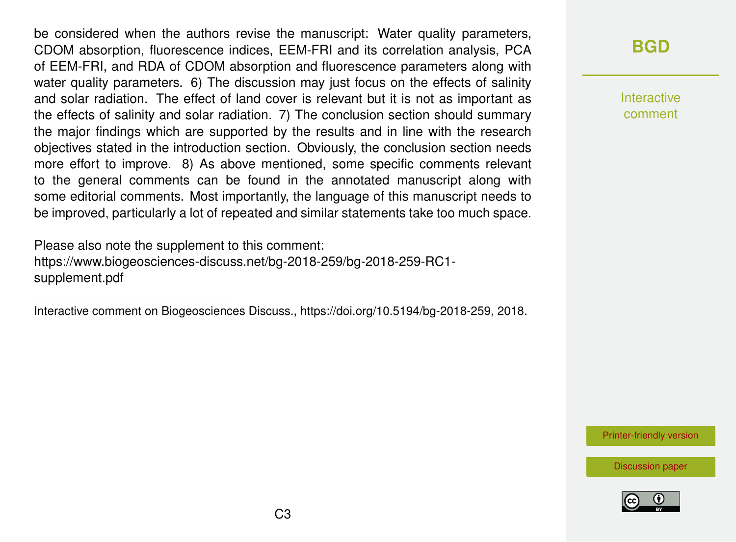be considered when the authors revise the manuscript: Water quality parameters, CDOM absorption, fluorescence indices, EEM-FRI and its correlation analysis, PCA of EEM-FRI, and RDA of CDOM absorption and fluorescence parameters along with water quality parameters. 6) The discussion may just focus on the effects of salinity and solar radiation. The effect of land cover is relevant but it is not as important as the effects of salinity and solar radiation. 7) The conclusion section should summary the major findings which are supported by the results and in line with the research objectives stated in the introduction section. Obviously, the conclusion section needs more effort to improve. 8) As above mentioned, some specific comments relevant to the general comments can be found in the annotated manuscript along with some editorial comments. Most importantly, the language of this manuscript needs to be improved, particularly a lot of repeated and similar statements take too much space.

Please also note the supplement to this comment:
https://www.biogeosciences-discuss.net/bg-2018-259/bg-2018-259-RC1-supplement.pdf

---

Interactive comment on Biogeosciences Discuss., https://doi.org/10.5194/bg-2018-259, 2018.